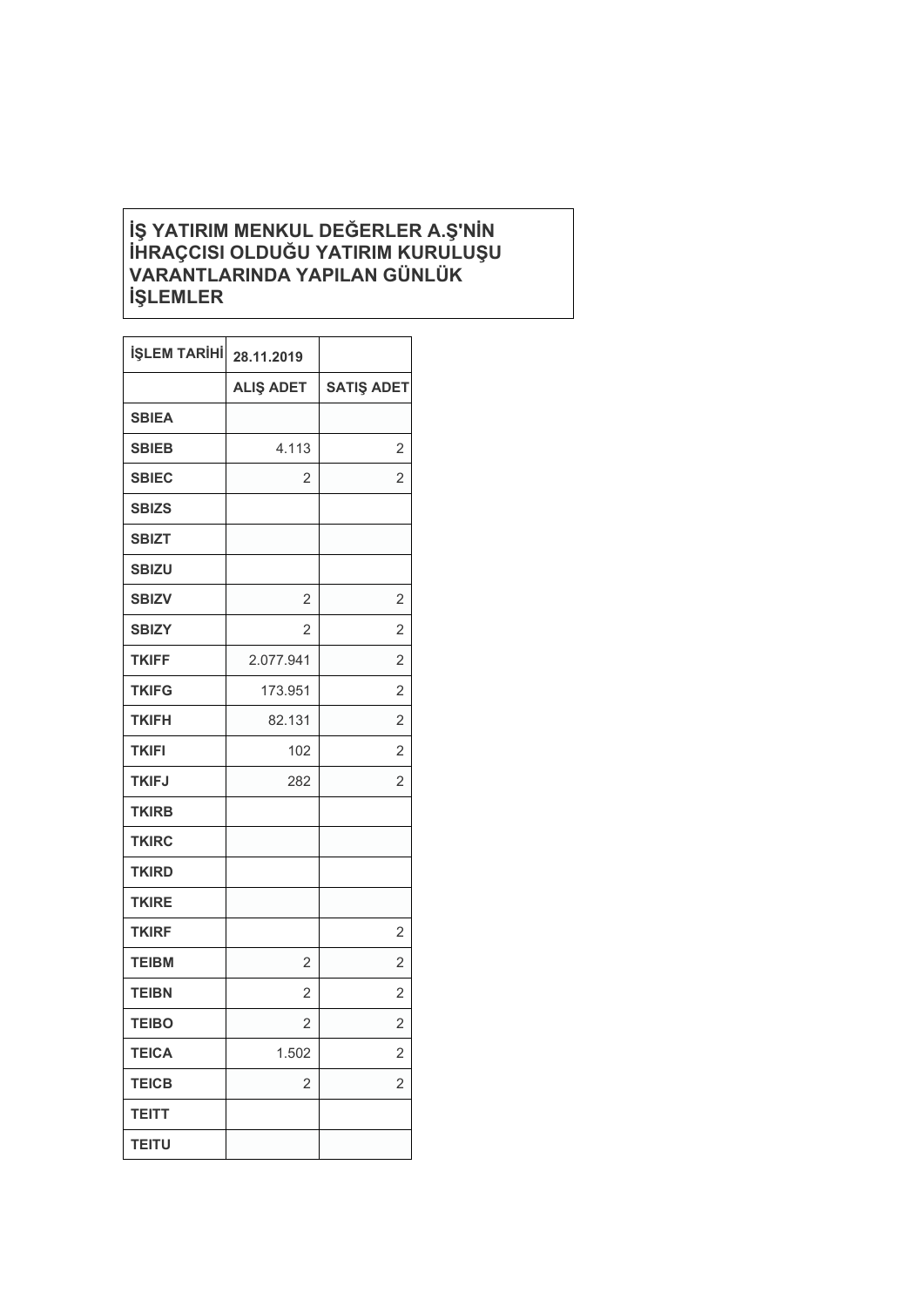# İŞ YATIRIM MENKUL DEĞERLER A.Ş'NİN İHRAÇCISI OLDUĞU YATIRIM KURULUŞU VARANTLARINDA YAPILAN GÜNLÜK İŞLEMLER

| İŞLEM TARİHİ | 28.11.2019 | |
|---|---|---|
| | ALIŞ ADET | SATIŞ ADET |
| SBIEA | | |
| SBIEB | 4.113 | 2 |
| SBIEC | 2 | 2 |
| SBIZS | | |
| SBIZT | | |
| SBIZU | | |
| SBIZV | 2 | 2 |
| SBIZY | 2 | 2 |
| TKIFF | 2.077.941 | 2 |
| TKIFG | 173.951 | 2 |
| TKIFH | 82.131 | 2 |
| TKIFI | 102 | 2 |
| TKIFJ | 282 | 2 |
| TKIRB | | |
| TKIRC | | |
| TKIRD | | |
| TKIRE | | |
| TKIRF | | 2 |
| TEIBM | 2 | 2 |
| TEIBN | 2 | 2 |
| TEIBO | 2 | 2 |
| TEICA | 1.502 | 2 |
| TEICB | 2 | 2 |
| TEITT | | |
| TEITU | | |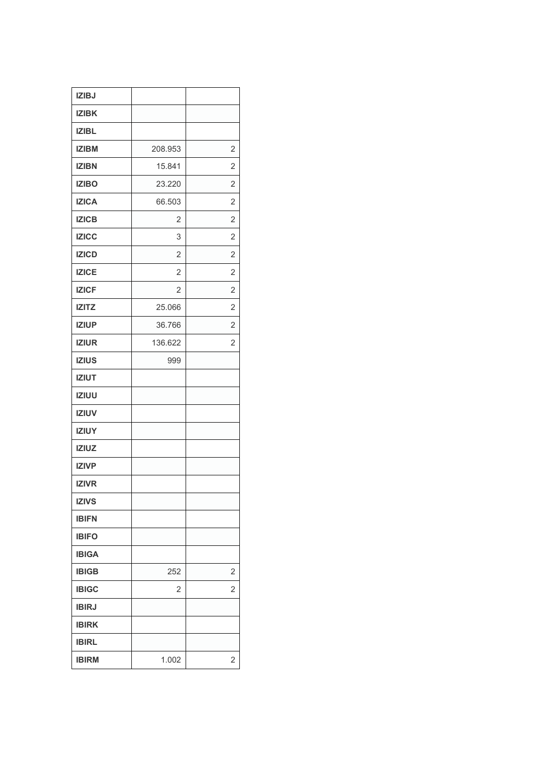| | | |
|---|---|---|
| **IZIBJ** | | |
| **IZIBK** | | |
| **IZIBL** | | |
| **IZIBM** | 208.953 | 2 |
| **IZIBN** | 15.841 | 2 |
| **IZIBO** | 23.220 | 2 |
| **IZICA** | 66.503 | 2 |
| **IZICB** | 2 | 2 |
| **IZICC** | 3 | 2 |
| **IZICD** | 2 | 2 |
| **IZICE** | 2 | 2 |
| **IZICF** | 2 | 2 |
| **IZITZ** | 25.066 | 2 |
| **IZIUP** | 36.766 | 2 |
| **IZIUR** | 136.622 | 2 |
| **IZIUS** | 999 | |
| **IZIUT** | | |
| **IZIUU** | | |
| **IZIUV** | | |
| **IZIUY** | | |
| **IZIUZ** | | |
| **IZIVP** | | |
| **IZIVR** | | |
| **IZIVS** | | |
| **IBIFN** | | |
| **IBIFO** | | |
| **IBIGA** | | |
| **IBIGB** | 252 | 2 |
| **IBIGC** | 2 | 2 |
| **IBIRJ** | | |
| **IBIRK** | | |
| **IBIRL** | | |
| **IBIRM** | 1.002 | 2 |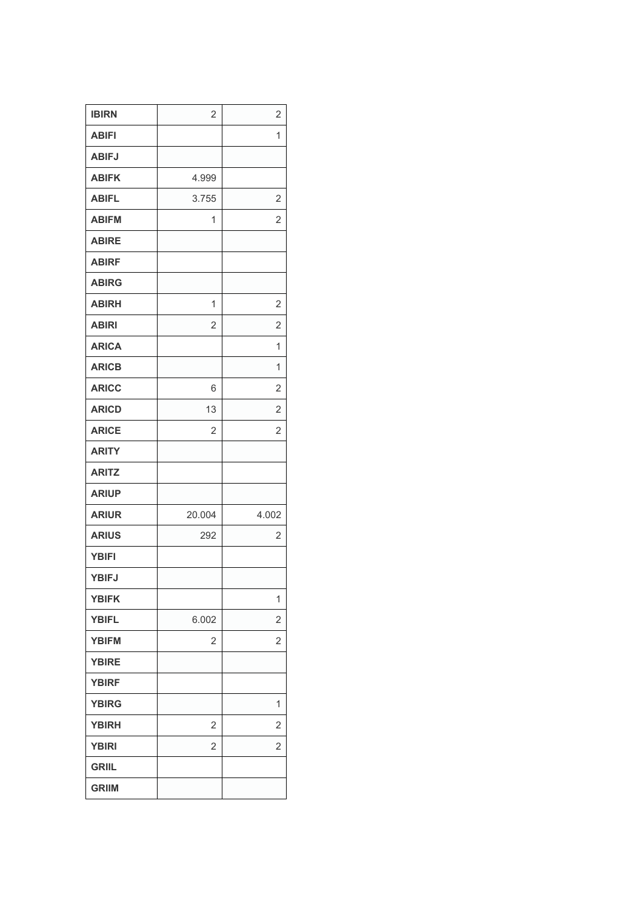| IBIRN | 2 | 2 |
|---|---|---|
| ABIFI | | 1 |
| ABIFJ | | |
| ABIFK | 4.999 | |
| ABIFL | 3.755 | 2 |
| ABIFM | 1 | 2 |
| ABIRE | | |
| ABIRF | | |
| ABIRG | | |
| ABIRH | 1 | 2 |
| ABIRI | 2 | 2 |
| ARICA | | 1 |
| ARICB | | 1 |
| ARICC | 6 | 2 |
| ARICD | 13 | 2 |
| ARICE | 2 | 2 |
| ARITY | | |
| ARITZ | | |
| ARIUP | | |
| ARIUR | 20.004 | 4.002 |
| ARIUS | 292 | 2 |
| YBIFI | | |
| YBIFJ | | |
| YBIFK | | 1 |
| YBIFL | 6.002 | 2 |
| YBIFM | 2 | 2 |
| YBIRE | | |
| YBIRF | | |
| YBIRG | | 1 |
| YBIRH | 2 | 2 |
| YBIRI | 2 | 2 |
| GRIIL | | |
| GRIIM | | |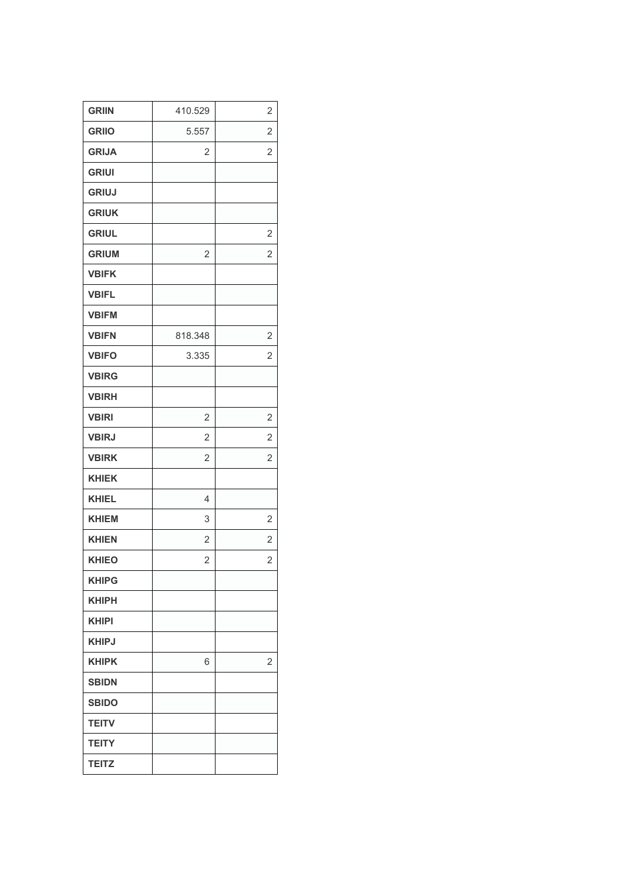| | | |
|---|---|---|
| **GRIIN** | 410.529 | 2 |
| **GRIIO** | 5.557 | 2 |
| **GRIJA** | 2 | 2 |
| **GRIUI** | | |
| **GRIUJ** | | |
| **GRIUK** | | |
| **GRIUL** | | 2 |
| **GRIUM** | 2 | 2 |
| **VBIFK** | | |
| **VBIFL** | | |
| **VBIFM** | | |
| **VBIFN** | 818.348 | 2 |
| **VBIFO** | 3.335 | 2 |
| **VBIRG** | | |
| **VBIRH** | | |
| **VBIRI** | 2 | 2 |
| **VBIRJ** | 2 | 2 |
| **VBIRK** | 2 | 2 |
| **KHIEK** | | |
| **KHIEL** | 4 | |
| **KHIEM** | 3 | 2 |
| **KHIEN** | 2 | 2 |
| **KHIEO** | 2 | 2 |
| **KHIPG** | | |
| **KHIPH** | | |
| **KHIPI** | | |
| **KHIPJ** | | |
| **KHIPK** | 6 | 2 |
| **SBIDN** | | |
| **SBIDO** | | |
| **TEITV** | | |
| **TEITY** | | |
| **TEITZ** | | |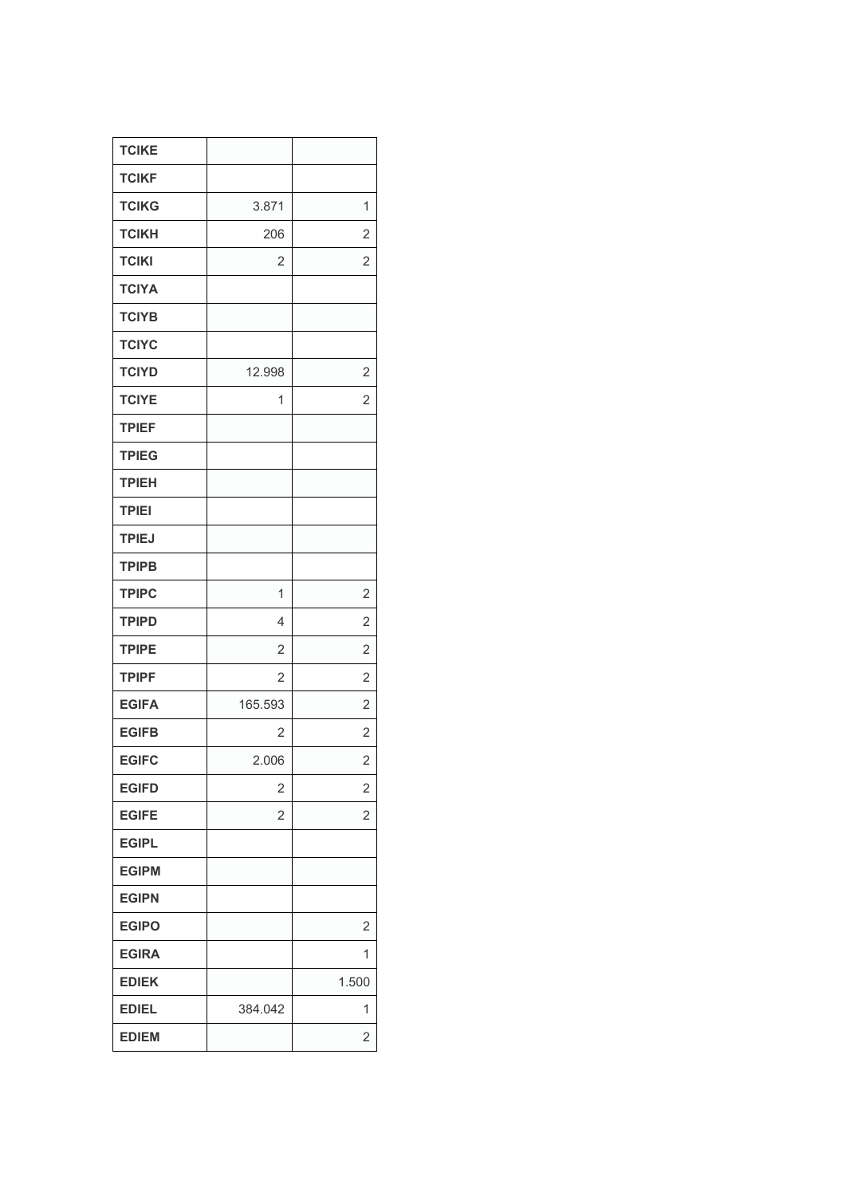| | | |
|---|---|---|
| **TCIKE** | | |
| **TCIKF** | | |
| **TCIKG** | 3.871 | 1 |
| **TCIKH** | 206 | 2 |
| **TCIKI** | 2 | 2 |
| **TCIYA** | | |
| **TCIYB** | | |
| **TCIYC** | | |
| **TCIYD** | 12.998 | 2 |
| **TCIYE** | 1 | 2 |
| **TPIEF** | | |
| **TPIEG** | | |
| **TPIEH** | | |
| **TPIEI** | | |
| **TPIEJ** | | |
| **TPIPB** | | |
| **TPIPC** | 1 | 2 |
| **TPIPD** | 4 | 2 |
| **TPIPE** | 2 | 2 |
| **TPIPF** | 2 | 2 |
| **EGIFA** | 165.593 | 2 |
| **EGIFB** | 2 | 2 |
| **EGIFC** | 2.006 | 2 |
| **EGIFD** | 2 | 2 |
| **EGIFE** | 2 | 2 |
| **EGIPL** | | |
| **EGIPM** | | |
| **EGIPN** | | |
| **EGIPO** | | 2 |
| **EGIRA** | | 1 |
| **EDIEK** | | 1.500 |
| **EDIEL** | 384.042 | 1 |
| **EDIEM** | | 2 |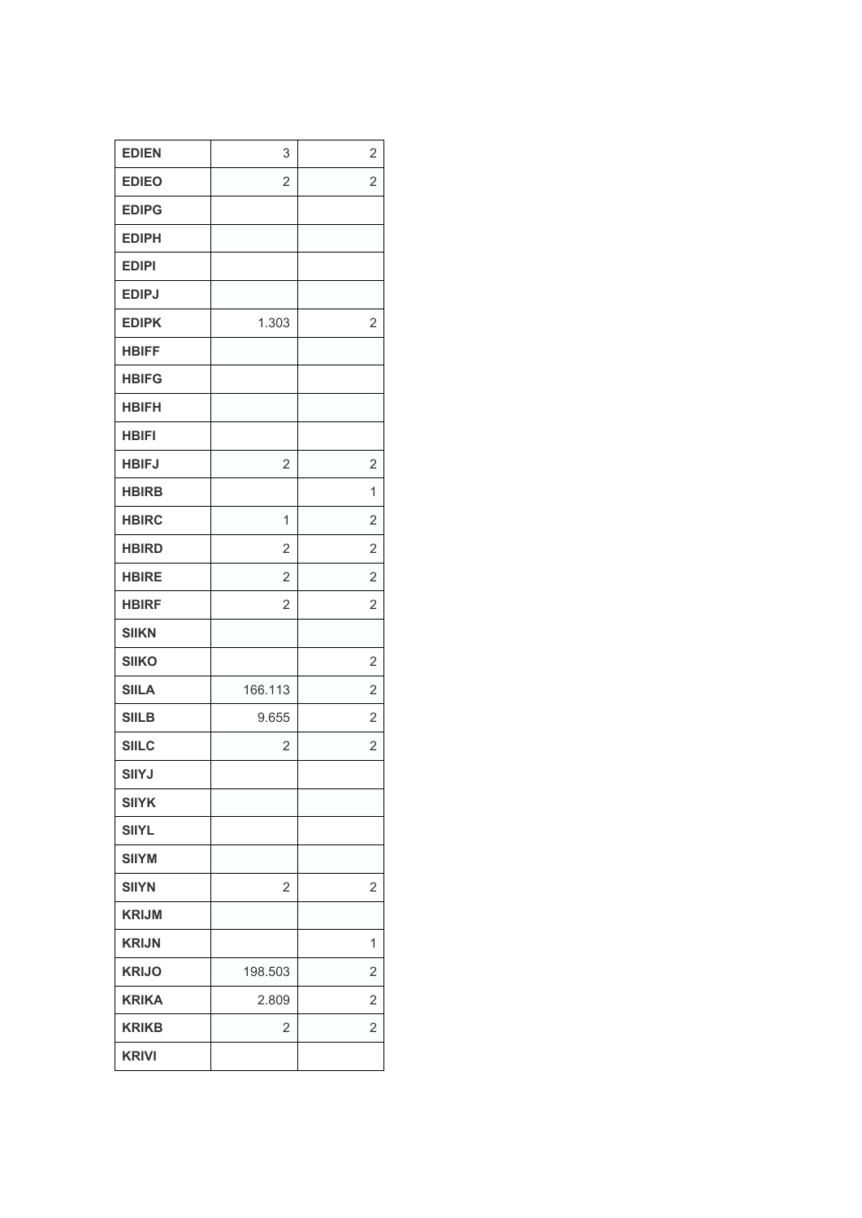| | | |
|---|---|---|
| **EDIEN** | 3 | 2 |
| **EDIEO** | 2 | 2 |
| **EDIPG** | | |
| **EDIPH** | | |
| **EDIPI** | | |
| **EDIPJ** | | |
| **EDIPK** | 1.303 | 2 |
| **HBIFF** | | |
| **HBIFG** | | |
| **HBIFH** | | |
| **HBIFI** | | |
| **HBIFJ** | 2 | 2 |
| **HBIRB** | | 1 |
| **HBIRC** | 1 | 2 |
| **HBIRD** | 2 | 2 |
| **HBIRE** | 2 | 2 |
| **HBIRF** | 2 | 2 |
| **SIIKN** | | |
| **SIIKO** | | 2 |
| **SIILA** | 166.113 | 2 |
| **SIILB** | 9.655 | 2 |
| **SIILC** | 2 | 2 |
| **SIIYJ** | | |
| **SIIYK** | | |
| **SIIYL** | | |
| **SIIYM** | | |
| **SIIYN** | 2 | 2 |
| **KRIJM** | | |
| **KRIJN** | | 1 |
| **KRIJO** | 198.503 | 2 |
| **KRIKA** | 2.809 | 2 |
| **KRIKB** | 2 | 2 |
| **KRIVI** | | |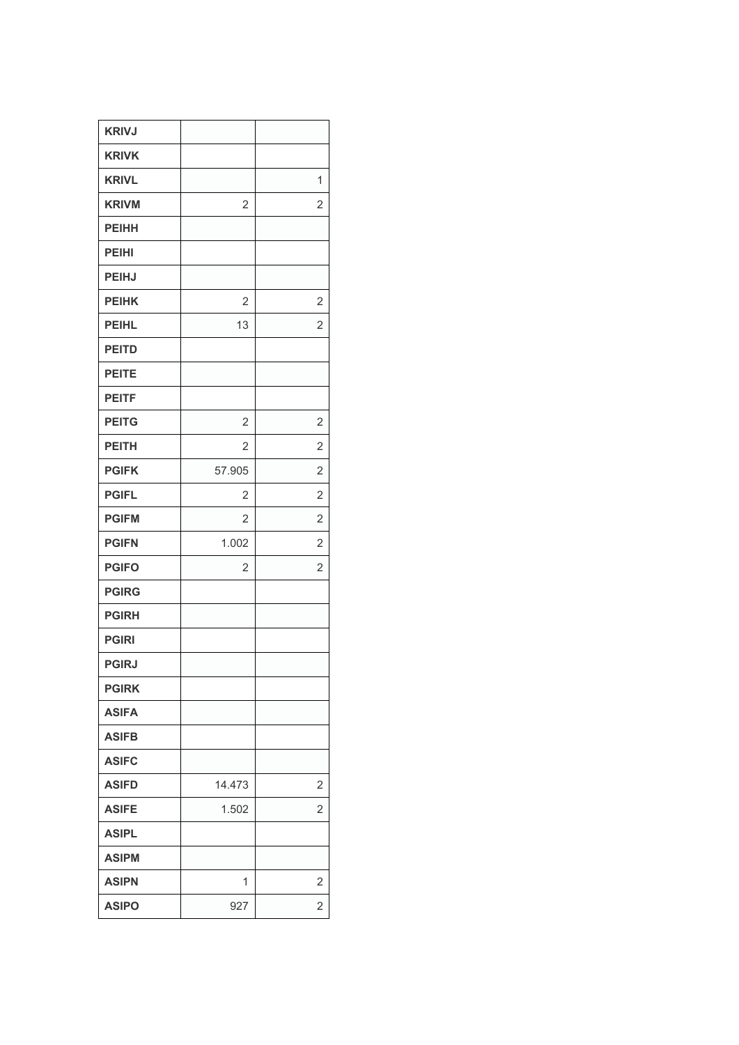| | | |
|---|---|---|
| **KRIVJ** | | |
| **KRIVK** | | |
| **KRIVL** | | 1 |
| **KRIVM** | 2 | 2 |
| **PEIHH** | | |
| **PEIHI** | | |
| **PEIHJ** | | |
| **PEIHK** | 2 | 2 |
| **PEIHL** | 13 | 2 |
| **PEITD** | | |
| **PEITE** | | |
| **PEITF** | | |
| **PEITG** | 2 | 2 |
| **PEITH** | 2 | 2 |
| **PGIFK** | 57.905 | 2 |
| **PGIFL** | 2 | 2 |
| **PGIFM** | 2 | 2 |
| **PGIFN** | 1.002 | 2 |
| **PGIFO** | 2 | 2 |
| **PGIRG** | | |
| **PGIRH** | | |
| **PGIRI** | | |
| **PGIRJ** | | |
| **PGIRK** | | |
| **ASIFA** | | |
| **ASIFB** | | |
| **ASIFC** | | |
| **ASIFD** | 14.473 | 2 |
| **ASIFE** | 1.502 | 2 |
| **ASIPL** | | |
| **ASIPM** | | |
| **ASIPN** | 1 | 2 |
| **ASIPO** | 927 | 2 |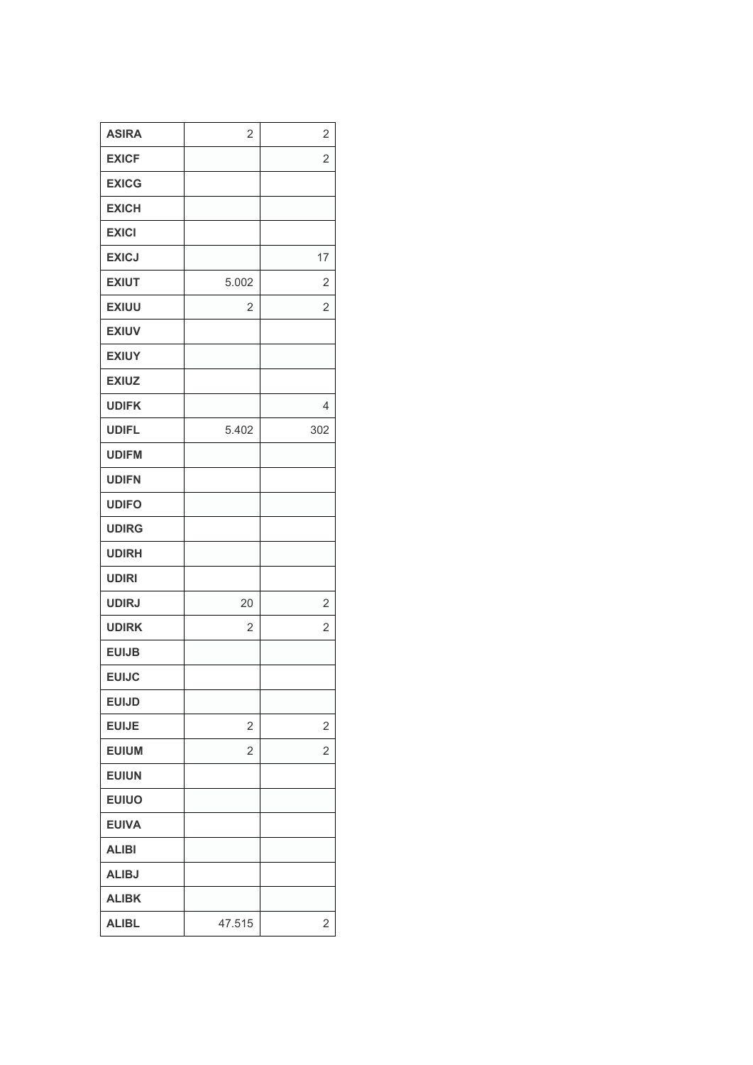| ASIRA | 2 | 2 |
|---|---|---|
| EXICF | | 2 |
| EXICG | | |
| EXICH | | |
| EXICI | | |
| EXICJ | | 17 |
| EXIUT | 5.002 | 2 |
| EXIUU | 2 | 2 |
| EXIUV | | |
| EXIUY | | |
| EXIUZ | | |
| UDIFK | | 4 |
| UDIFL | 5.402 | 302 |
| UDIFM | | |
| UDIFN | | |
| UDIFO | | |
| UDIRG | | |
| UDIRH | | |
| UDIRI | | |
| UDIRJ | 20 | 2 |
| UDIRK | 2 | 2 |
| EUIJB | | |
| EUIJC | | |
| EUIJD | | |
| EUIJE | 2 | 2 |
| EUIUM | 2 | 2 |
| EUIUN | | |
| EUIUO | | |
| EUIVA | | |
| ALIBI | | |
| ALIBJ | | |
| ALIBK | | |
| ALIBL | 47.515 | 2 |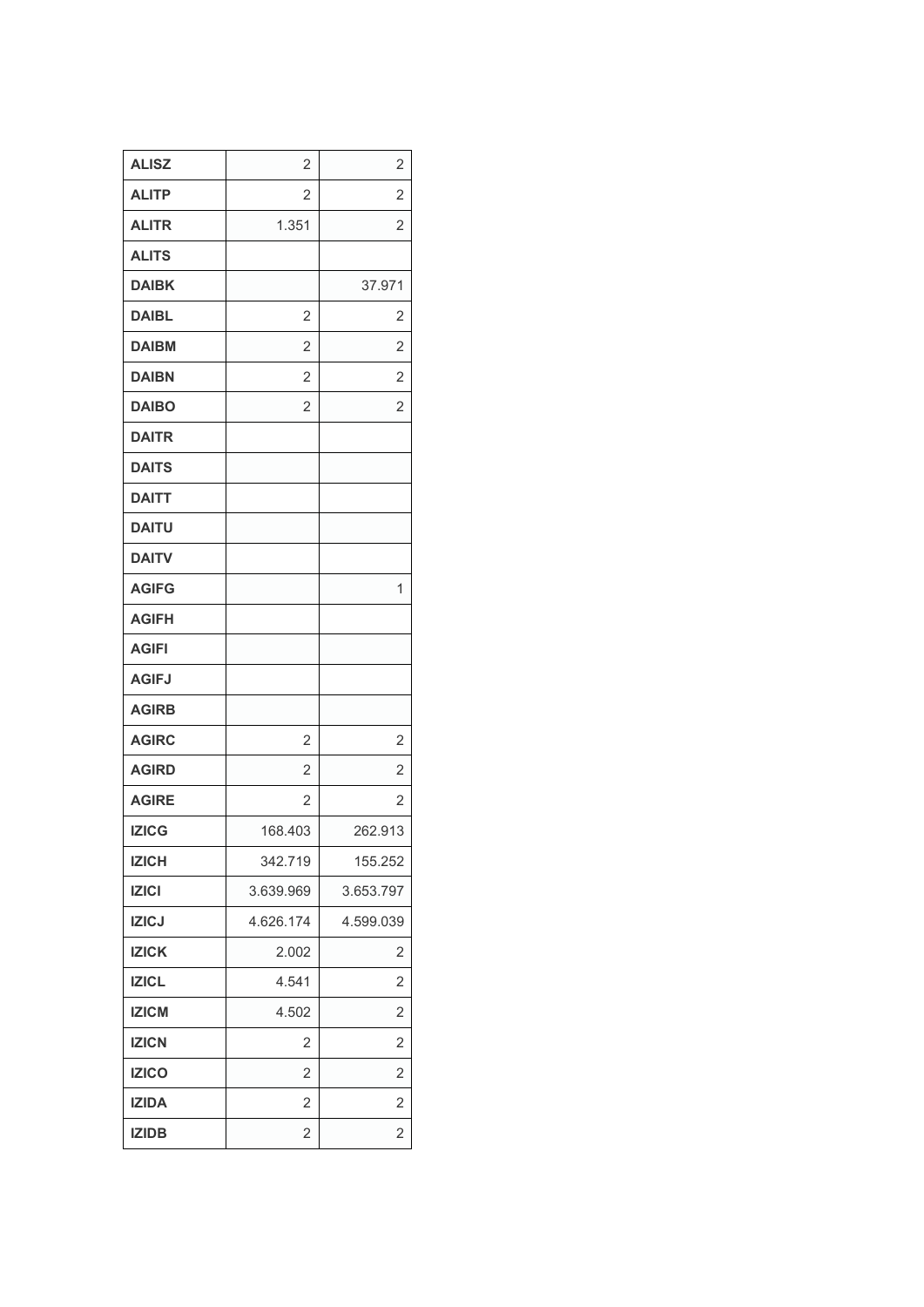| | | |
|---|---|---|
| **ALISZ** | 2 | 2 |
| **ALITP** | 2 | 2 |
| **ALITR** | 1.351 | 2 |
| **ALITS** | | |
| **DAIBK** | | 37.971 |
| **DAIBL** | 2 | 2 |
| **DAIBM** | 2 | 2 |
| **DAIBN** | 2 | 2 |
| **DAIBO** | 2 | 2 |
| **DAITR** | | |
| **DAITS** | | |
| **DAITT** | | |
| **DAITU** | | |
| **DAITV** | | |
| **AGIFG** | | 1 |
| **AGIFH** | | |
| **AGIFI** | | |
| **AGIFJ** | | |
| **AGIRB** | | |
| **AGIRC** | 2 | 2 |
| **AGIRD** | 2 | 2 |
| **AGIRE** | 2 | 2 |
| **IZICG** | 168.403 | 262.913 |
| **IZICH** | 342.719 | 155.252 |
| **IZICI** | 3.639.969 | 3.653.797 |
| **IZICJ** | 4.626.174 | 4.599.039 |
| **IZICK** | 2.002 | 2 |
| **IZICL** | 4.541 | 2 |
| **IZICM** | 4.502 | 2 |
| **IZICN** | 2 | 2 |
| **IZICO** | 2 | 2 |
| **IZIDA** | 2 | 2 |
| **IZIDB** | 2 | 2 |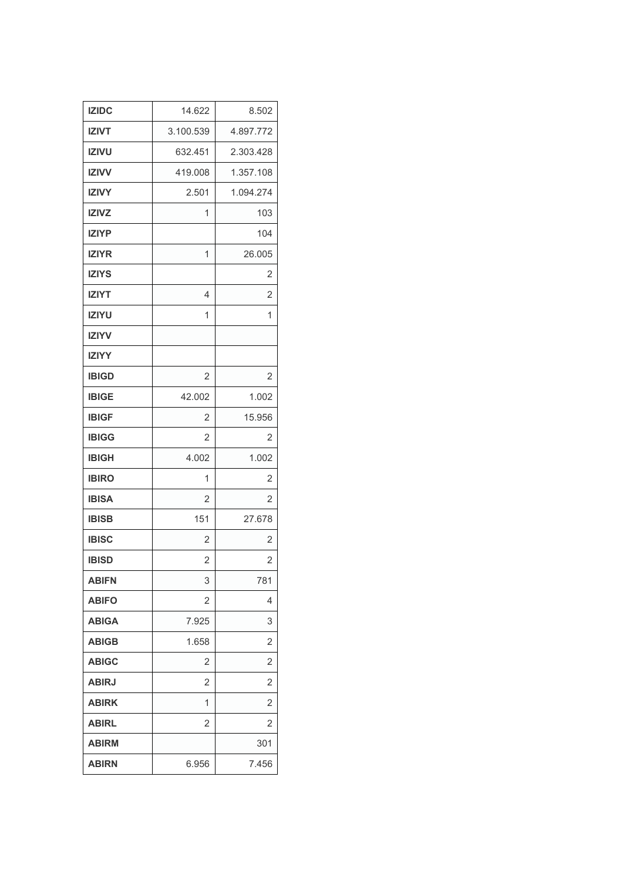| | | |
|---|---|---|
| **IZIDC** | 14.622 | 8.502 |
| **IZIVT** | 3.100.539 | 4.897.772 |
| **IZIVU** | 632.451 | 2.303.428 |
| **IZIVV** | 419.008 | 1.357.108 |
| **IZIVY** | 2.501 | 1.094.274 |
| **IZIVZ** | 1 | 103 |
| **IZIYP** | | 104 |
| **IZIYR** | 1 | 26.005 |
| **IZIYS** | | 2 |
| **IZIYT** | 4 | 2 |
| **IZIYU** | 1 | 1 |
| **IZIYV** | | |
| **IZIYY** | | |
| **IBIGD** | 2 | 2 |
| **IBIGE** | 42.002 | 1.002 |
| **IBIGF** | 2 | 15.956 |
| **IBIGG** | 2 | 2 |
| **IBIGH** | 4.002 | 1.002 |
| **IBIRO** | 1 | 2 |
| **IBISA** | 2 | 2 |
| **IBISB** | 151 | 27.678 |
| **IBISC** | 2 | 2 |
| **IBISD** | 2 | 2 |
| **ABIFN** | 3 | 781 |
| **ABIFO** | 2 | 4 |
| **ABIGA** | 7.925 | 3 |
| **ABIGB** | 1.658 | 2 |
| **ABIGC** | 2 | 2 |
| **ABIRJ** | 2 | 2 |
| **ABIRK** | 1 | 2 |
| **ABIRL** | 2 | 2 |
| **ABIRM** | | 301 |
| **ABIRN** | 6.956 | 7.456 |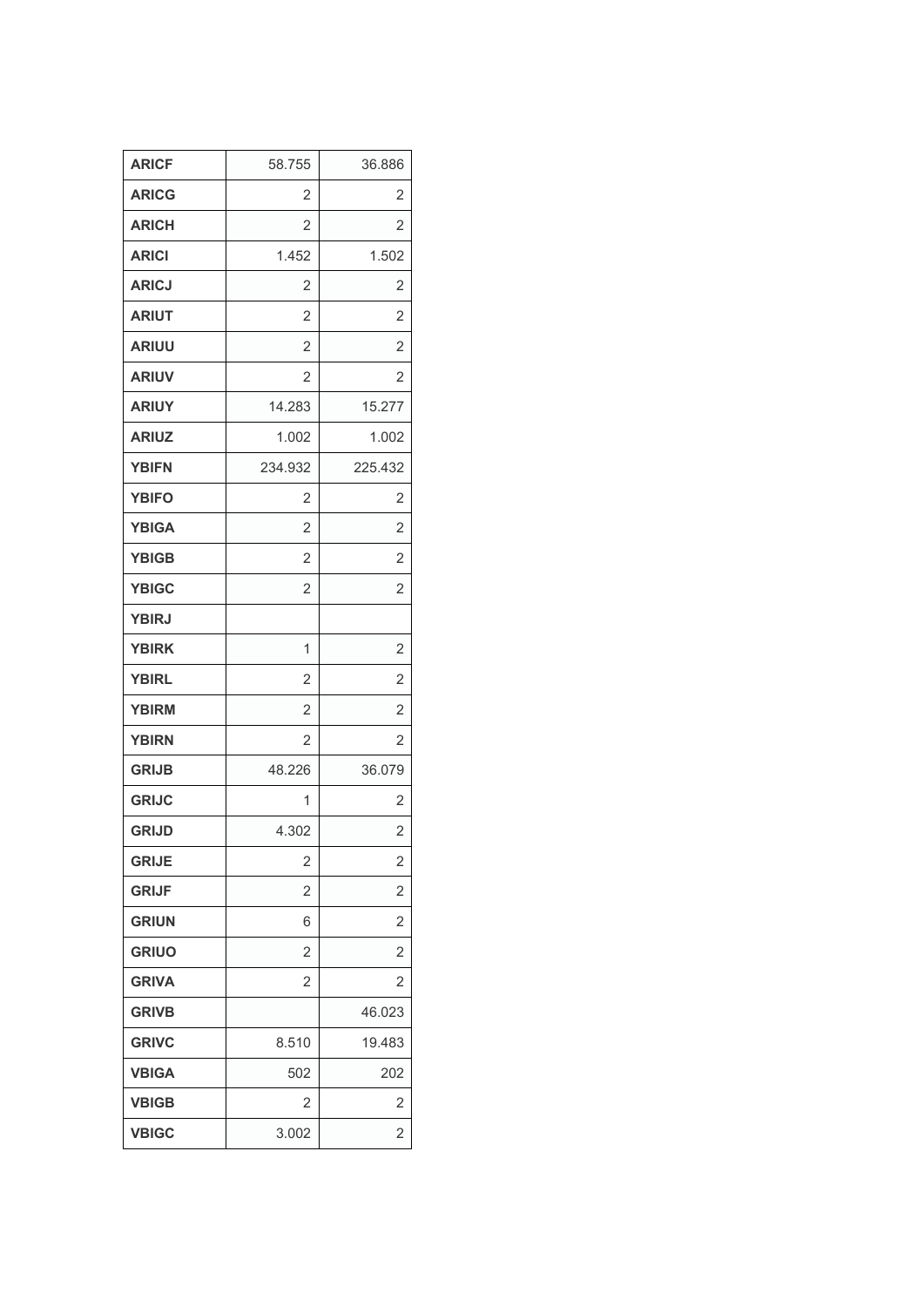| | | |
|---|---|---|
| **ARICF** | 58.755 | 36.886 |
| **ARICG** | 2 | 2 |
| **ARICH** | 2 | 2 |
| **ARICI** | 1.452 | 1.502 |
| **ARICJ** | 2 | 2 |
| **ARIUT** | 2 | 2 |
| **ARIUU** | 2 | 2 |
| **ARIUV** | 2 | 2 |
| **ARIUY** | 14.283 | 15.277 |
| **ARIUZ** | 1.002 | 1.002 |
| **YBIFN** | 234.932 | 225.432 |
| **YBIFO** | 2 | 2 |
| **YBIGA** | 2 | 2 |
| **YBIGB** | 2 | 2 |
| **YBIGC** | 2 | 2 |
| **YBIRJ** | | |
| **YBIRK** | 1 | 2 |
| **YBIRL** | 2 | 2 |
| **YBIRM** | 2 | 2 |
| **YBIRN** | 2 | 2 |
| **GRIJB** | 48.226 | 36.079 |
| **GRIJC** | 1 | 2 |
| **GRIJD** | 4.302 | 2 |
| **GRIJE** | 2 | 2 |
| **GRIJF** | 2 | 2 |
| **GRIUN** | 6 | 2 |
| **GRIUO** | 2 | 2 |
| **GRIVA** | 2 | 2 |
| **GRIVB** | | 46.023 |
| **GRIVC** | 8.510 | 19.483 |
| **VBIGA** | 502 | 202 |
| **VBIGB** | 2 | 2 |
| **VBIGC** | 3.002 | 2 |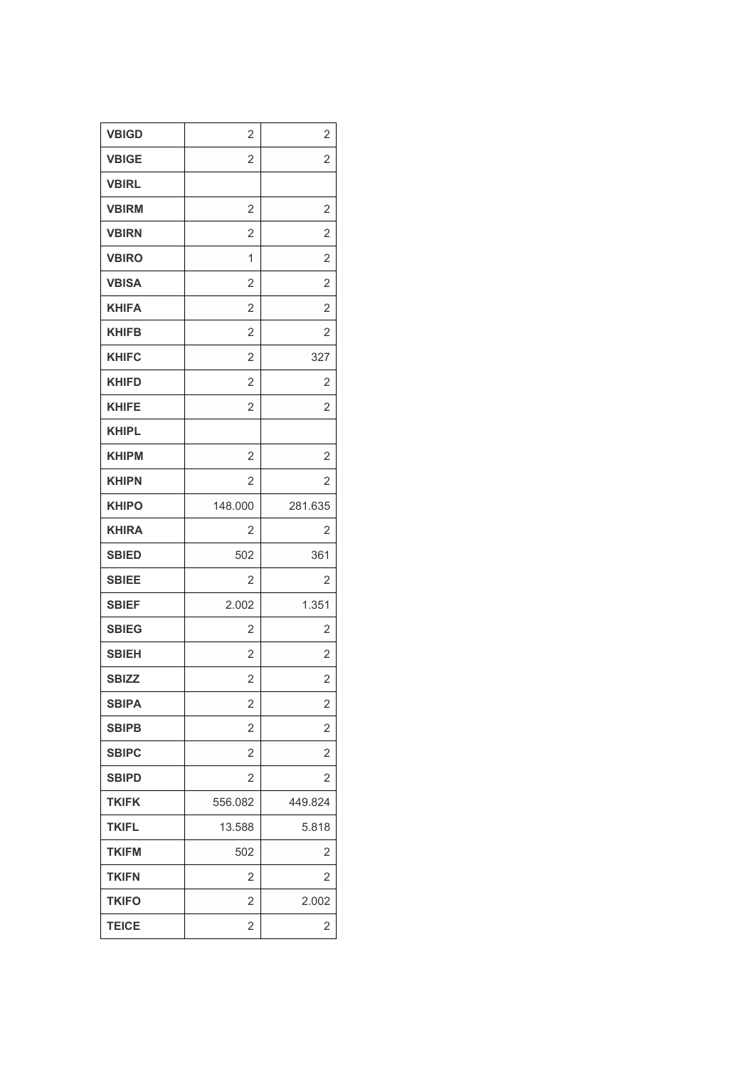| VBIGD | 2 | 2 |
|---|---|---|
| VBIGE | 2 | 2 |
| VBIRL | | |
| VBIRM | 2 | 2 |
| VBIRN | 2 | 2 |
| VBIRO | 1 | 2 |
| VBISA | 2 | 2 |
| KHIFA | 2 | 2 |
| KHIFB | 2 | 2 |
| KHIFC | 2 | 327 |
| KHIFD | 2 | 2 |
| KHIFE | 2 | 2 |
| KHIPL | | |
| KHIPM | 2 | 2 |
| KHIPN | 2 | 2 |
| KHIPO | 148.000 | 281.635 |
| KHIRA | 2 | 2 |
| SBIED | 502 | 361 |
| SBIEE | 2 | 2 |
| SBIEF | 2.002 | 1.351 |
| SBIEG | 2 | 2 |
| SBIEH | 2 | 2 |
| SBIZZ | 2 | 2 |
| SBIPA | 2 | 2 |
| SBIPB | 2 | 2 |
| SBIPC | 2 | 2 |
| SBIPD | 2 | 2 |
| TKIFK | 556.082 | 449.824 |
| TKIFL | 13.588 | 5.818 |
| TKIFM | 502 | 2 |
| TKIFN | 2 | 2 |
| TKIFO | 2 | 2.002 |
| TEICE | 2 | 2 |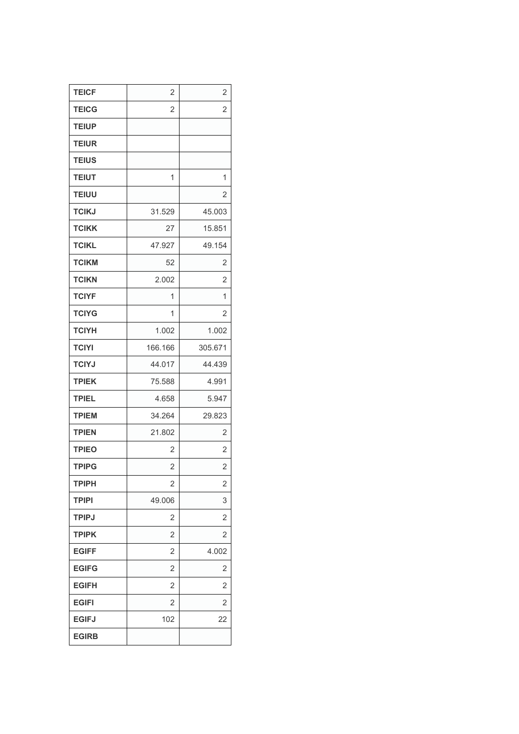| TEICF | 2 | 2 |
|---|---|---|
| TEICG | 2 | 2 |
| TEIUP | | |
| TEIUR | | |
| TEIUS | | |
| TEIUT | 1 | 1 |
| TEIUU | | 2 |
| TCIKJ | 31.529 | 45.003 |
| TCIKK | 27 | 15.851 |
| TCIKL | 47.927 | 49.154 |
| TCIKM | 52 | 2 |
| TCIKN | 2.002 | 2 |
| TCIYF | 1 | 1 |
| TCIYG | 1 | 2 |
| TCIYH | 1.002 | 1.002 |
| TCIYI | 166.166 | 305.671 |
| TCIYJ | 44.017 | 44.439 |
| TPIEK | 75.588 | 4.991 |
| TPIEL | 4.658 | 5.947 |
| TPIEM | 34.264 | 29.823 |
| TPIEN | 21.802 | 2 |
| TPIEO | 2 | 2 |
| TPIPG | 2 | 2 |
| TPIPH | 2 | 2 |
| TPIPI | 49.006 | 3 |
| TPIPJ | 2 | 2 |
| TPIPK | 2 | 2 |
| EGIFF | 2 | 4.002 |
| EGIFG | 2 | 2 |
| EGIFH | 2 | 2 |
| EGIFI | 2 | 2 |
| EGIFJ | 102 | 22 |
| EGIRB | | |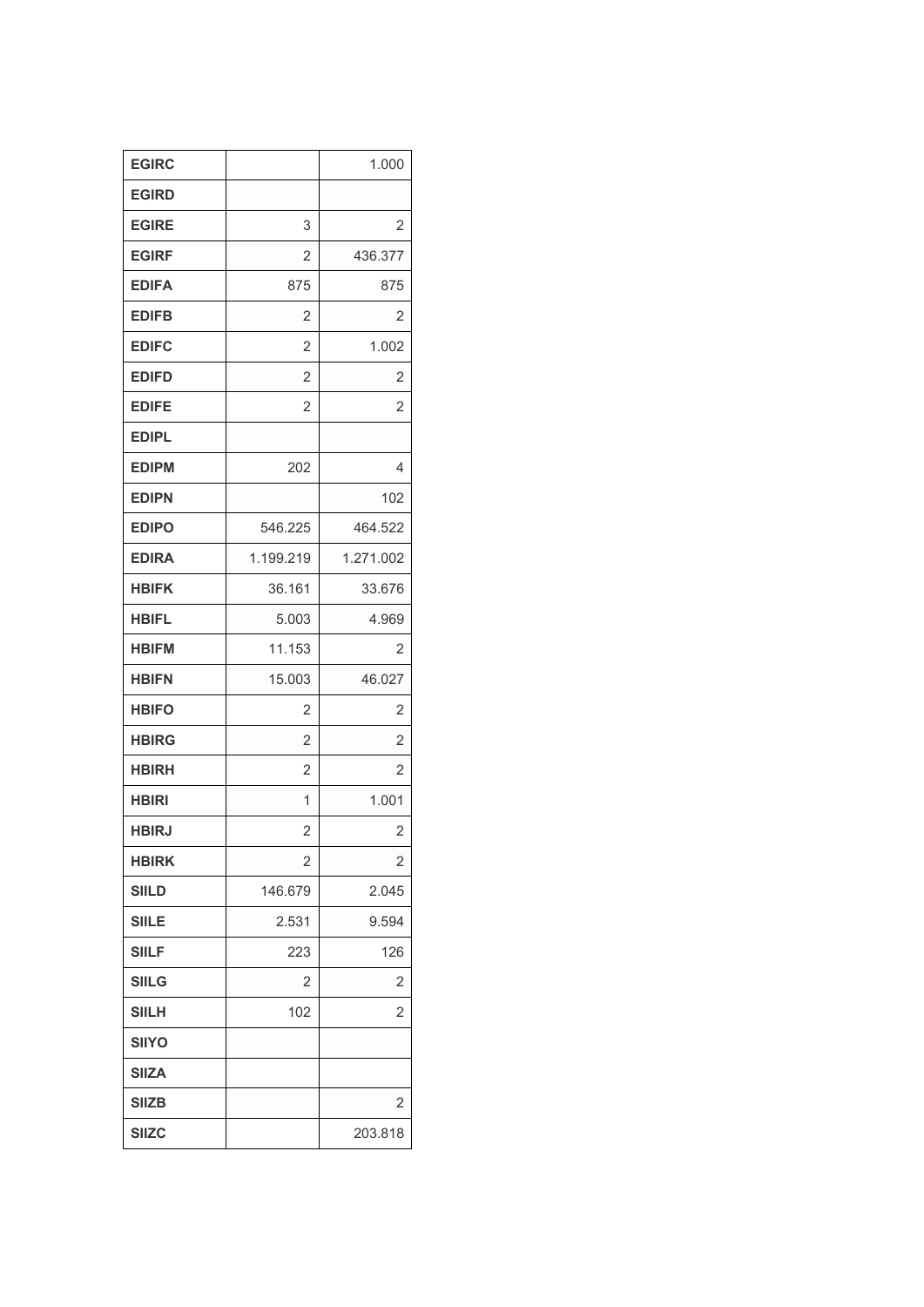| EGIRC | | 1.000 |
|---|---|---|
| EGIRD | | |
| EGIRE | 3 | 2 |
| EGIRF | 2 | 436.377 |
| EDIFA | 875 | 875 |
| EDIFB | 2 | 2 |
| EDIFC | 2 | 1.002 |
| EDIFD | 2 | 2 |
| EDIFE | 2 | 2 |
| EDIPL | | |
| EDIPM | 202 | 4 |
| EDIPN | | 102 |
| EDIPO | 546.225 | 464.522 |
| EDIRA | 1.199.219 | 1.271.002 |
| HBIFK | 36.161 | 33.676 |
| HBIFL | 5.003 | 4.969 |
| HBIFM | 11.153 | 2 |
| HBIFN | 15.003 | 46.027 |
| HBIFO | 2 | 2 |
| HBIRG | 2 | 2 |
| HBIRH | 2 | 2 |
| HBIRI | 1 | 1.001 |
| HBIRJ | 2 | 2 |
| HBIRK | 2 | 2 |
| SIILD | 146.679 | 2.045 |
| SIILE | 2.531 | 9.594 |
| SIILF | 223 | 126 |
| SIILG | 2 | 2 |
| SIILH | 102 | 2 |
| SIIYO | | |
| SIIZA | | |
| SIIZB | | 2 |
| SIIZC | | 203.818 |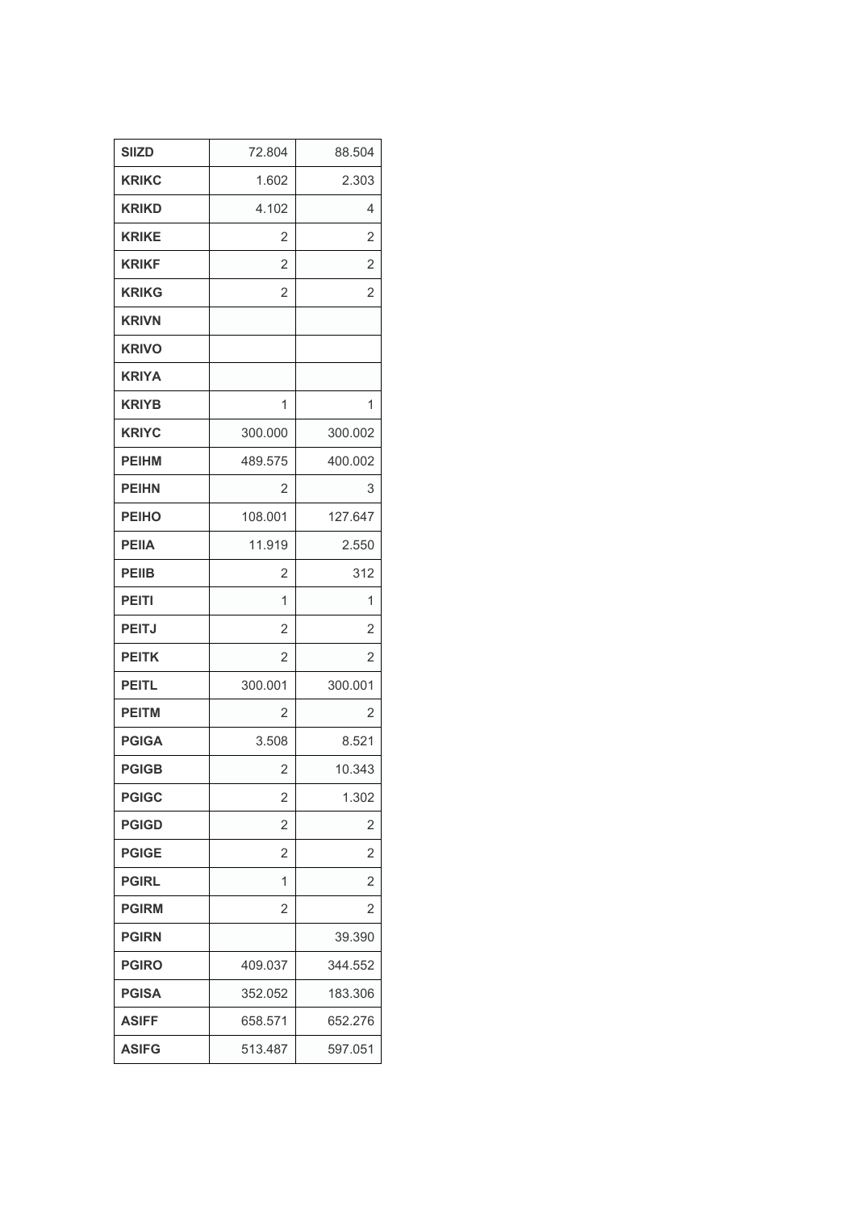| | | |
|---|---|---|
| **SIIZD** | 72.804 | 88.504 |
| **KRIKC** | 1.602 | 2.303 |
| **KRIKD** | 4.102 | 4 |
| **KRIKE** | 2 | 2 |
| **KRIKF** | 2 | 2 |
| **KRIKG** | 2 | 2 |
| **KRIVN** | | |
| **KRIVO** | | |
| **KRIYA** | | |
| **KRIYB** | 1 | 1 |
| **KRIYC** | 300.000 | 300.002 |
| **PEIHM** | 489.575 | 400.002 |
| **PEIHN** | 2 | 3 |
| **PEIHO** | 108.001 | 127.647 |
| **PEIIA** | 11.919 | 2.550 |
| **PEIIB** | 2 | 312 |
| **PEITI** | 1 | 1 |
| **PEITJ** | 2 | 2 |
| **PEITK** | 2 | 2 |
| **PEITL** | 300.001 | 300.001 |
| **PEITM** | 2 | 2 |
| **PGIGA** | 3.508 | 8.521 |
| **PGIGB** | 2 | 10.343 |
| **PGIGC** | 2 | 1.302 |
| **PGIGD** | 2 | 2 |
| **PGIGE** | 2 | 2 |
| **PGIRL** | 1 | 2 |
| **PGIRM** | 2 | 2 |
| **PGIRN** | | 39.390 |
| **PGIRO** | 409.037 | 344.552 |
| **PGISA** | 352.052 | 183.306 |
| **ASIFF** | 658.571 | 652.276 |
| **ASIFG** | 513.487 | 597.051 |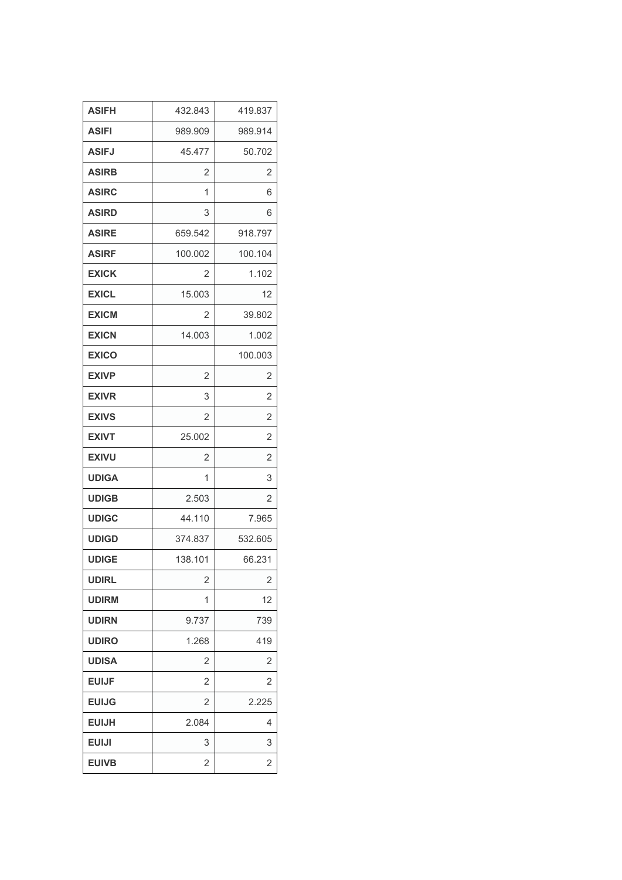| | | |
|---|---|---|
| **ASIFH** | 432.843 | 419.837 |
| **ASIFI** | 989.909 | 989.914 |
| **ASIFJ** | 45.477 | 50.702 |
| **ASIRB** | 2 | 2 |
| **ASIRC** | 1 | 6 |
| **ASIRD** | 3 | 6 |
| **ASIRE** | 659.542 | 918.797 |
| **ASIRF** | 100.002 | 100.104 |
| **EXICK** | 2 | 1.102 |
| **EXICL** | 15.003 | 12 |
| **EXICM** | 2 | 39.802 |
| **EXICN** | 14.003 | 1.002 |
| **EXICO** | | 100.003 |
| **EXIVP** | 2 | 2 |
| **EXIVR** | 3 | 2 |
| **EXIVS** | 2 | 2 |
| **EXIVT** | 25.002 | 2 |
| **EXIVU** | 2 | 2 |
| **UDIGA** | 1 | 3 |
| **UDIGB** | 2.503 | 2 |
| **UDIGC** | 44.110 | 7.965 |
| **UDIGD** | 374.837 | 532.605 |
| **UDIGE** | 138.101 | 66.231 |
| **UDIRL** | 2 | 2 |
| **UDIRM** | 1 | 12 |
| **UDIRN** | 9.737 | 739 |
| **UDIRO** | 1.268 | 419 |
| **UDISA** | 2 | 2 |
| **EUIJF** | 2 | 2 |
| **EUIJG** | 2 | 2.225 |
| **EUIJH** | 2.084 | 4 |
| **EUIJI** | 3 | 3 |
| **EUIVB** | 2 | 2 |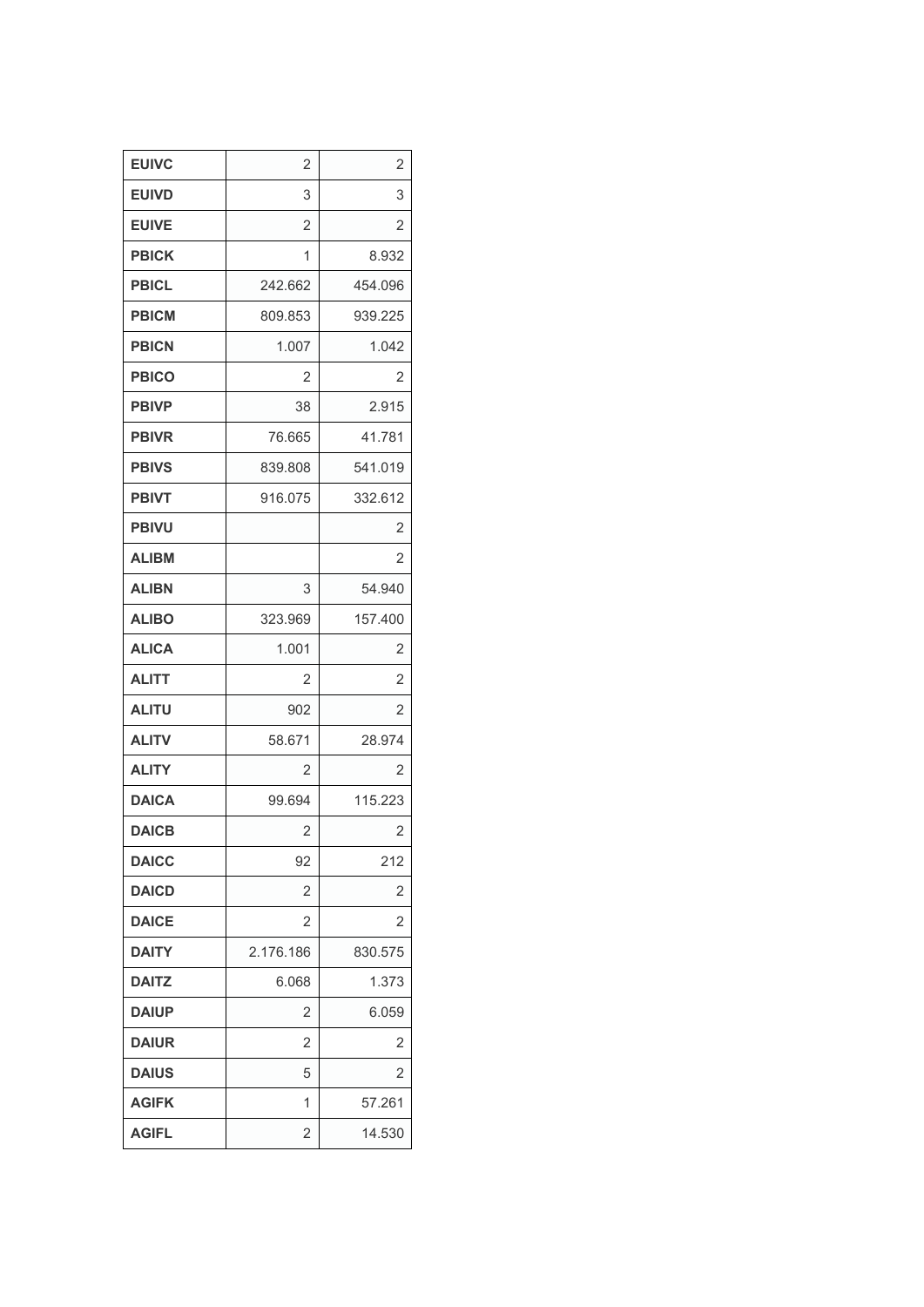| | | |
|---|---|---|
| **EUIVC** | 2 | 2 |
| **EUIVD** | 3 | 3 |
| **EUIVE** | 2 | 2 |
| **PBICK** | 1 | 8.932 |
| **PBICL** | 242.662 | 454.096 |
| **PBICM** | 809.853 | 939.225 |
| **PBICN** | 1.007 | 1.042 |
| **PBICO** | 2 | 2 |
| **PBIVP** | 38 | 2.915 |
| **PBIVR** | 76.665 | 41.781 |
| **PBIVS** | 839.808 | 541.019 |
| **PBIVT** | 916.075 | 332.612 |
| **PBIVU** | | 2 |
| **ALIBM** | | 2 |
| **ALIBN** | 3 | 54.940 |
| **ALIBO** | 323.969 | 157.400 |
| **ALICA** | 1.001 | 2 |
| **ALITT** | 2 | 2 |
| **ALITU** | 902 | 2 |
| **ALITV** | 58.671 | 28.974 |
| **ALITY** | 2 | 2 |
| **DAICA** | 99.694 | 115.223 |
| **DAICB** | 2 | 2 |
| **DAICC** | 92 | 212 |
| **DAICD** | 2 | 2 |
| **DAICE** | 2 | 2 |
| **DAITY** | 2.176.186 | 830.575 |
| **DAITZ** | 6.068 | 1.373 |
| **DAIUP** | 2 | 6.059 |
| **DAIUR** | 2 | 2 |
| **DAIUS** | 5 | 2 |
| **AGIFK** | 1 | 57.261 |
| **AGIFL** | 2 | 14.530 |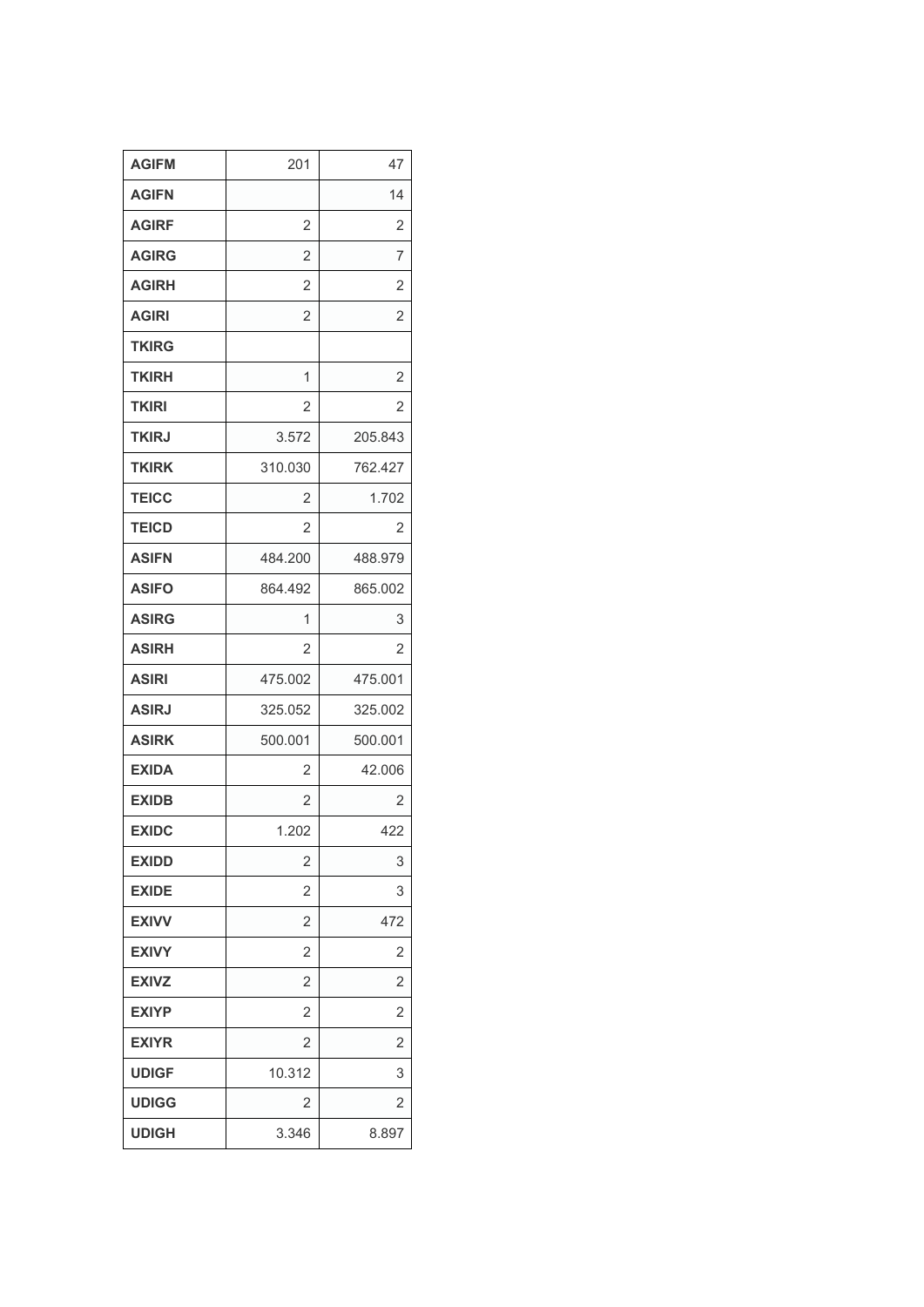| AGIFM | 201 | 47 |
| --- | --- | --- |
| AGIFN |  | 14 |
| AGIRF | 2 | 2 |
| AGIRG | 2 | 7 |
| AGIRH | 2 | 2 |
| AGIRI | 2 | 2 |
| TKIRG |  |  |
| TKIRH | 1 | 2 |
| TKIRI | 2 | 2 |
| TKIRJ | 3.572 | 205.843 |
| TKIRK | 310.030 | 762.427 |
| TEICC | 2 | 1.702 |
| TEICD | 2 | 2 |
| ASIFN | 484.200 | 488.979 |
| ASIFO | 864.492 | 865.002 |
| ASIRG | 1 | 3 |
| ASIRH | 2 | 2 |
| ASIRI | 475.002 | 475.001 |
| ASIRJ | 325.052 | 325.002 |
| ASIRK | 500.001 | 500.001 |
| EXIDA | 2 | 42.006 |
| EXIDB | 2 | 2 |
| EXIDC | 1.202 | 422 |
| EXIDD | 2 | 3 |
| EXIDE | 2 | 3 |
| EXIVV | 2 | 472 |
| EXIVY | 2 | 2 |
| EXIVZ | 2 | 2 |
| EXIYP | 2 | 2 |
| EXIYR | 2 | 2 |
| UDIGF | 10.312 | 3 |
| UDIGG | 2 | 2 |
| UDIGH | 3.346 | 8.897 |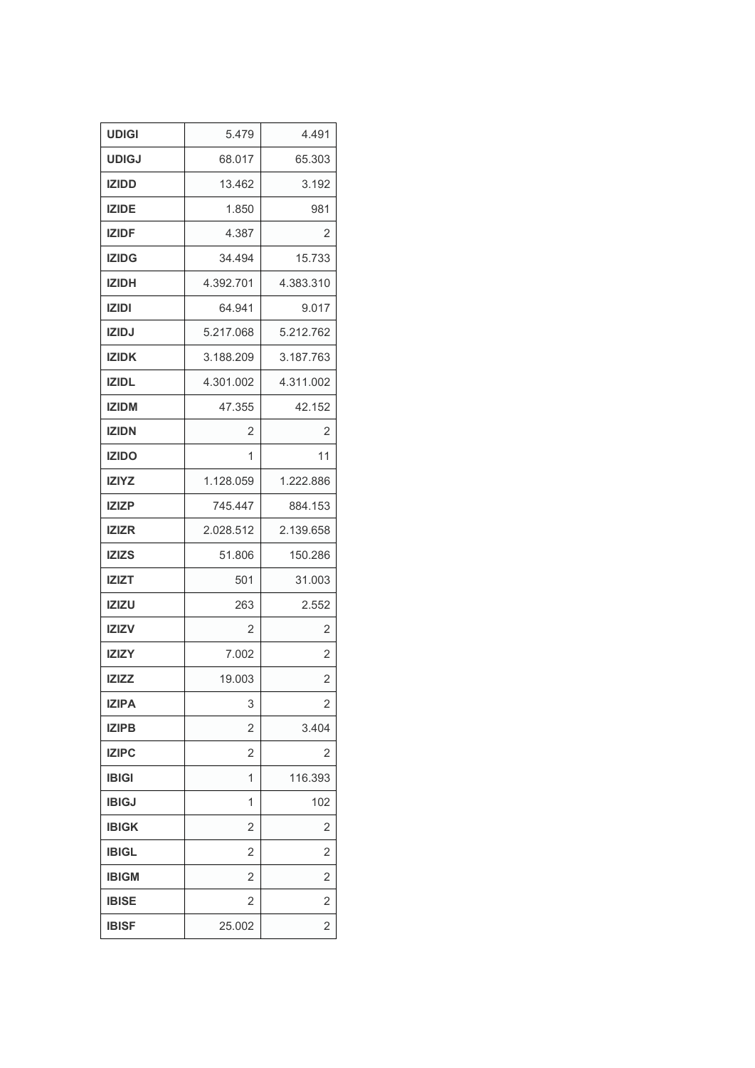| | | |
|---|---|---|
| **UDIGI** | 5.479 | 4.491 |
| **UDIGJ** | 68.017 | 65.303 |
| **IZIDD** | 13.462 | 3.192 |
| **IZIDE** | 1.850 | 981 |
| **IZIDF** | 4.387 | 2 |
| **IZIDG** | 34.494 | 15.733 |
| **IZIDH** | 4.392.701 | 4.383.310 |
| **IZIDI** | 64.941 | 9.017 |
| **IZIDJ** | 5.217.068 | 5.212.762 |
| **IZIDK** | 3.188.209 | 3.187.763 |
| **IZIDL** | 4.301.002 | 4.311.002 |
| **IZIDM** | 47.355 | 42.152 |
| **IZIDN** | 2 | 2 |
| **IZIDO** | 1 | 11 |
| **IZIYZ** | 1.128.059 | 1.222.886 |
| **IZIZP** | 745.447 | 884.153 |
| **IZIZR** | 2.028.512 | 2.139.658 |
| **IZIZS** | 51.806 | 150.286 |
| **IZIZT** | 501 | 31.003 |
| **IZIZU** | 263 | 2.552 |
| **IZIZV** | 2 | 2 |
| **IZIZY** | 7.002 | 2 |
| **IZIZZ** | 19.003 | 2 |
| **IZIPA** | 3 | 2 |
| **IZIPB** | 2 | 3.404 |
| **IZIPC** | 2 | 2 |
| **IBIGI** | 1 | 116.393 |
| **IBIGJ** | 1 | 102 |
| **IBIGK** | 2 | 2 |
| **IBIGL** | 2 | 2 |
| **IBIGM** | 2 | 2 |
| **IBISE** | 2 | 2 |
| **IBISF** | 25.002 | 2 |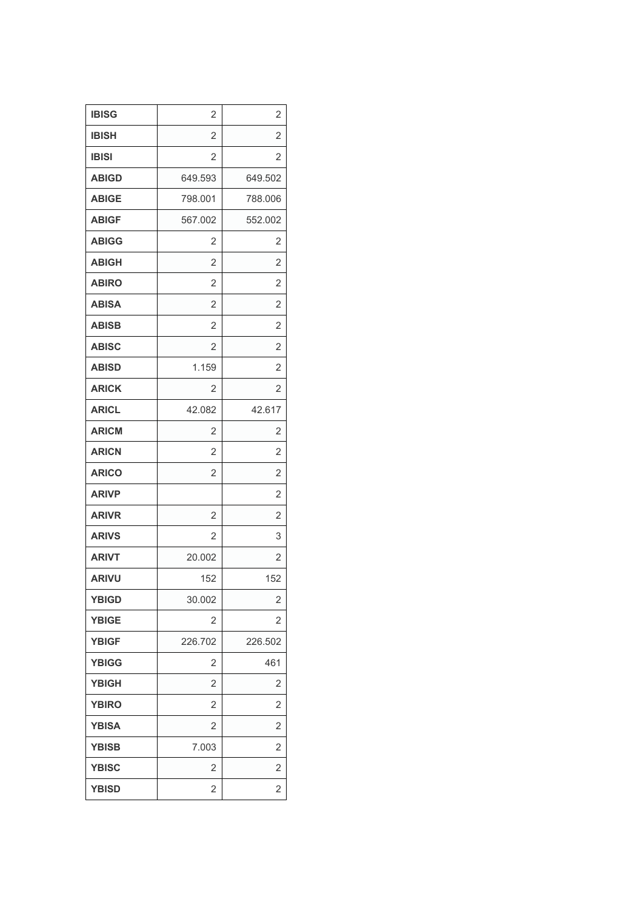| IBISG | 2 | 2 |
| --- | --- | --- |
| IBISH | 2 | 2 |
| IBISI | 2 | 2 |
| ABIGD | 649.593 | 649.502 |
| ABIGE | 798.001 | 788.006 |
| ABIGF | 567.002 | 552.002 |
| ABIGG | 2 | 2 |
| ABIGH | 2 | 2 |
| ABIRO | 2 | 2 |
| ABISA | 2 | 2 |
| ABISB | 2 | 2 |
| ABISC | 2 | 2 |
| ABISD | 1.159 | 2 |
| ARICK | 2 | 2 |
| ARICL | 42.082 | 42.617 |
| ARICM | 2 | 2 |
| ARICN | 2 | 2 |
| ARICO | 2 | 2 |
| ARIVP | | 2 |
| ARIVR | 2 | 2 |
| ARIVS | 2 | 3 |
| ARIVT | 20.002 | 2 |
| ARIVU | 152 | 152 |
| YBIGD | 30.002 | 2 |
| YBIGE | 2 | 2 |
| YBIGF | 226.702 | 226.502 |
| YBIGG | 2 | 461 |
| YBIGH | 2 | 2 |
| YBIRO | 2 | 2 |
| YBISA | 2 | 2 |
| YBISB | 7.003 | 2 |
| YBISC | 2 | 2 |
| YBISD | 2 | 2 |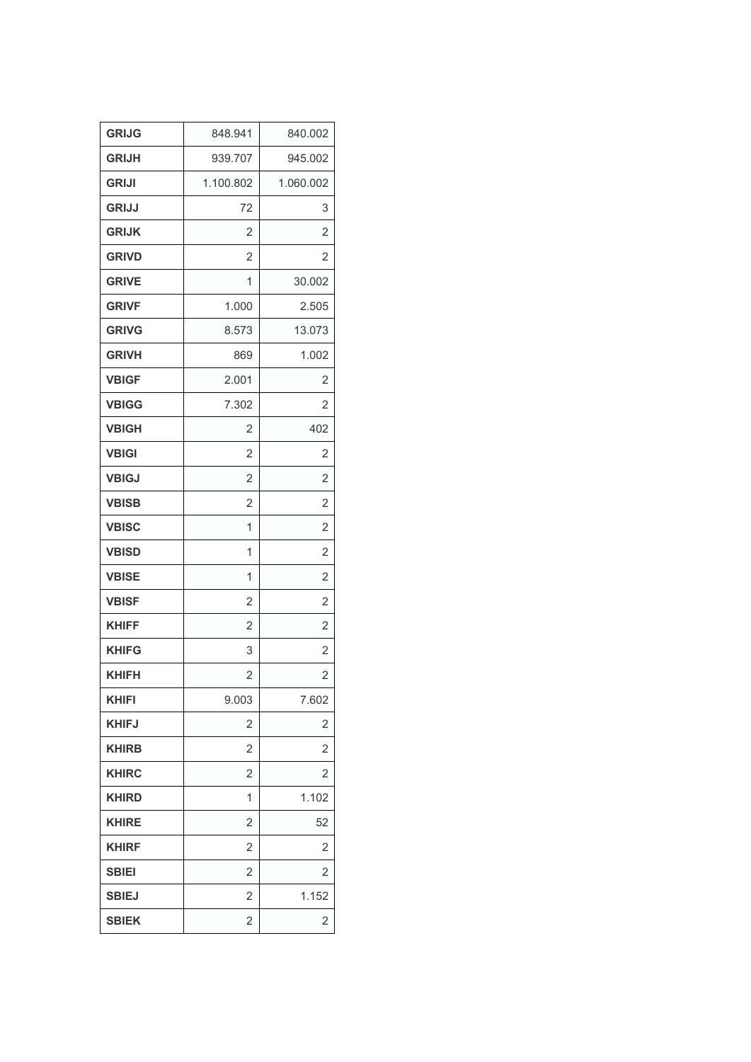| | | |
|---|---|---|
| **GRIJG** | 848.941 | 840.002 |
| **GRIJH** | 939.707 | 945.002 |
| **GRIJI** | 1.100.802 | 1.060.002 |
| **GRIJJ** | 72 | 3 |
| **GRIJK** | 2 | 2 |
| **GRIVD** | 2 | 2 |
| **GRIVE** | 1 | 30.002 |
| **GRIVF** | 1.000 | 2.505 |
| **GRIVG** | 8.573 | 13.073 |
| **GRIVH** | 869 | 1.002 |
| **VBIGF** | 2.001 | 2 |
| **VBIGG** | 7.302 | 2 |
| **VBIGH** | 2 | 402 |
| **VBIGI** | 2 | 2 |
| **VBIGJ** | 2 | 2 |
| **VBISB** | 2 | 2 |
| **VBISC** | 1 | 2 |
| **VBISD** | 1 | 2 |
| **VBISE** | 1 | 2 |
| **VBISF** | 2 | 2 |
| **KHIFF** | 2 | 2 |
| **KHIFG** | 3 | 2 |
| **KHIFH** | 2 | 2 |
| **KHIFI** | 9.003 | 7.602 |
| **KHIFJ** | 2 | 2 |
| **KHIRB** | 2 | 2 |
| **KHIRC** | 2 | 2 |
| **KHIRD** | 1 | 1.102 |
| **KHIRE** | 2 | 52 |
| **KHIRF** | 2 | 2 |
| **SBIEI** | 2 | 2 |
| **SBIEJ** | 2 | 1.152 |
| **SBIEK** | 2 | 2 |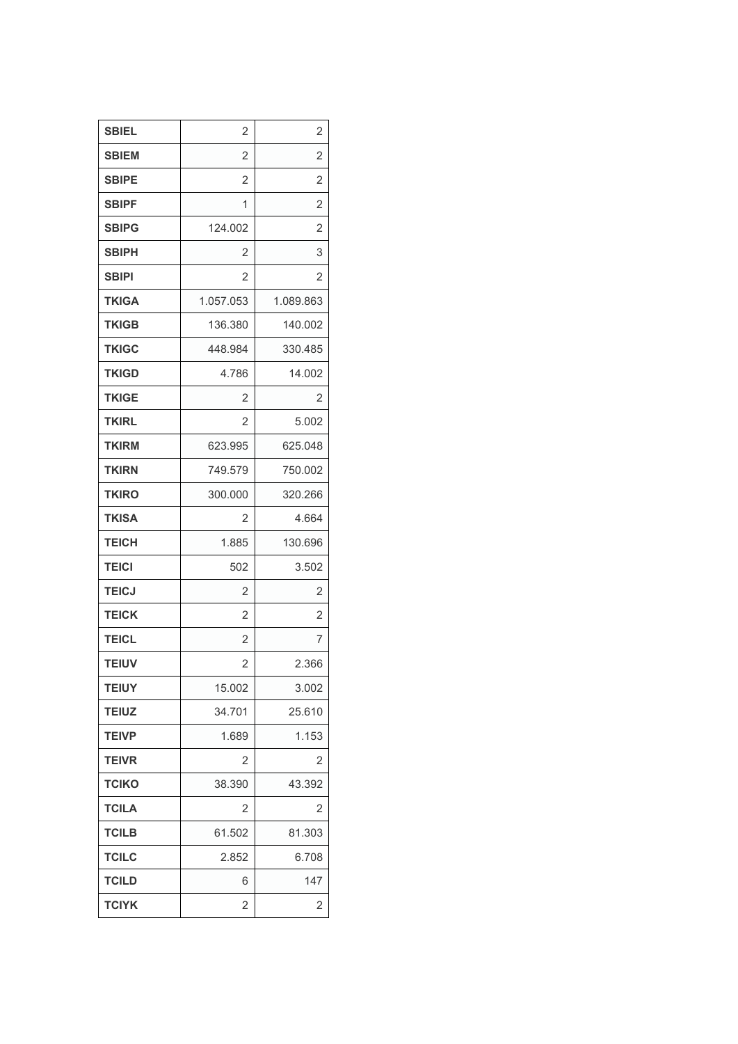| SBIEL | 2 | 2 |
|---|---|---|
| SBIEM | 2 | 2 |
| SBIPE | 2 | 2 |
| SBIPF | 1 | 2 |
| SBIPG | 124.002 | 2 |
| SBIPH | 2 | 3 |
| SBIPI | 2 | 2 |
| TKIGA | 1.057.053 | 1.089.863 |
| TKIGB | 136.380 | 140.002 |
| TKIGC | 448.984 | 330.485 |
| TKIGD | 4.786 | 14.002 |
| TKIGE | 2 | 2 |
| TKIRL | 2 | 5.002 |
| TKIRM | 623.995 | 625.048 |
| TKIRN | 749.579 | 750.002 |
| TKIRO | 300.000 | 320.266 |
| TKISA | 2 | 4.664 |
| TEICH | 1.885 | 130.696 |
| TEICI | 502 | 3.502 |
| TEICJ | 2 | 2 |
| TEICK | 2 | 2 |
| TEICL | 2 | 7 |
| TEIUV | 2 | 2.366 |
| TEIUY | 15.002 | 3.002 |
| TEIUZ | 34.701 | 25.610 |
| TEIVP | 1.689 | 1.153 |
| TEIVR | 2 | 2 |
| TCIKO | 38.390 | 43.392 |
| TCILA | 2 | 2 |
| TCILB | 61.502 | 81.303 |
| TCILC | 2.852 | 6.708 |
| TCILD | 6 | 147 |
| TCIYK | 2 | 2 |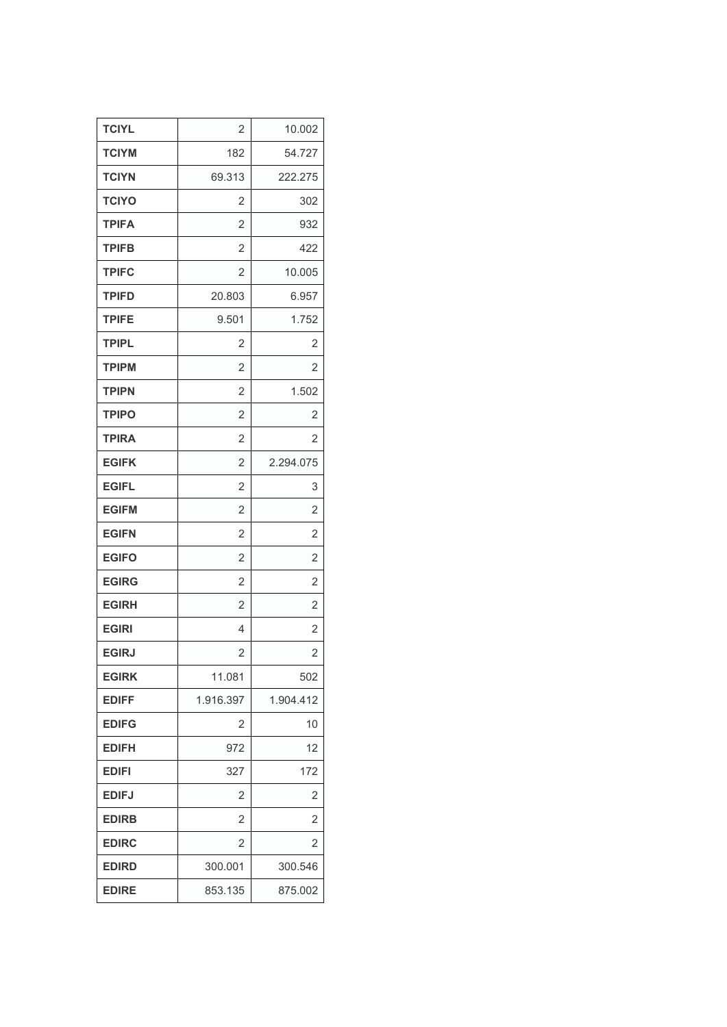| TCIYL | 2 | 10.002 |
|---|---|---|
| TCIYM | 182 | 54.727 |
| TCIYN | 69.313 | 222.275 |
| TCIYO | 2 | 302 |
| TPIFA | 2 | 932 |
| TPIFB | 2 | 422 |
| TPIFC | 2 | 10.005 |
| TPIFD | 20.803 | 6.957 |
| TPIFE | 9.501 | 1.752 |
| TPIPL | 2 | 2 |
| TPIPM | 2 | 2 |
| TPIPN | 2 | 1.502 |
| TPIPO | 2 | 2 |
| TPIRA | 2 | 2 |
| EGIFK | 2 | 2.294.075 |
| EGIFL | 2 | 3 |
| EGIFM | 2 | 2 |
| EGIFN | 2 | 2 |
| EGIFO | 2 | 2 |
| EGIRG | 2 | 2 |
| EGIRH | 2 | 2 |
| EGIRI | 4 | 2 |
| EGIRJ | 2 | 2 |
| EGIRK | 11.081 | 502 |
| EDIFF | 1.916.397 | 1.904.412 |
| EDIFG | 2 | 10 |
| EDIFH | 972 | 12 |
| EDIFI | 327 | 172 |
| EDIFJ | 2 | 2 |
| EDIRB | 2 | 2 |
| EDIRC | 2 | 2 |
| EDIRD | 300.001 | 300.546 |
| EDIRE | 853.135 | 875.002 |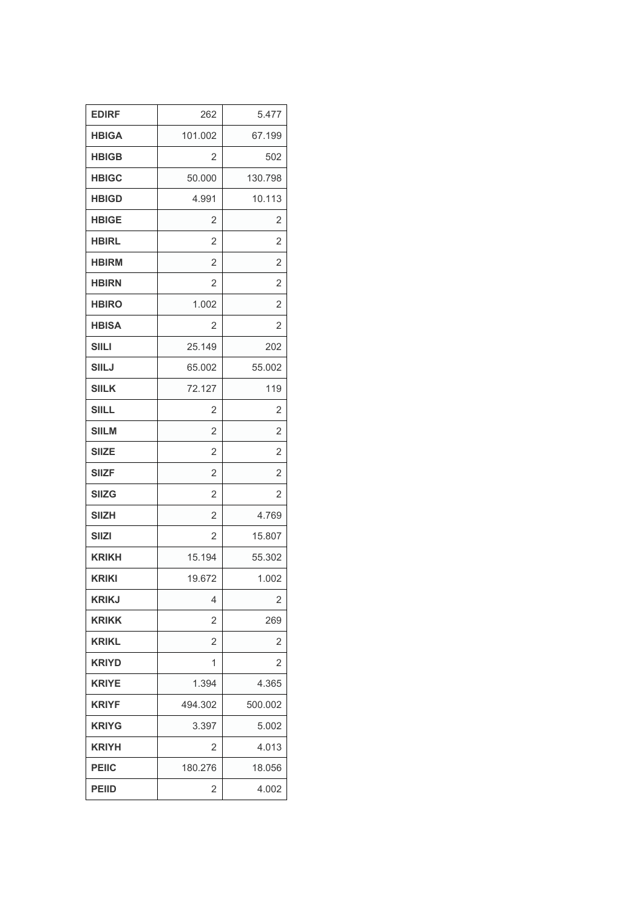| EDIRF | 262 | 5.477 |
|---|---|---|
| HBIGA | 101.002 | 67.199 |
| HBIGB | 2 | 502 |
| HBIGC | 50.000 | 130.798 |
| HBIGD | 4.991 | 10.113 |
| HBIGE | 2 | 2 |
| HBIRL | 2 | 2 |
| HBIRM | 2 | 2 |
| HBIRN | 2 | 2 |
| HBIRO | 1.002 | 2 |
| HBISA | 2 | 2 |
| SIILI | 25.149 | 202 |
| SIILJ | 65.002 | 55.002 |
| SIILK | 72.127 | 119 |
| SIILL | 2 | 2 |
| SIILM | 2 | 2 |
| SIIZE | 2 | 2 |
| SIIZF | 2 | 2 |
| SIIZG | 2 | 2 |
| SIIZH | 2 | 4.769 |
| SIIZI | 2 | 15.807 |
| KRIKH | 15.194 | 55.302 |
| KRIKI | 19.672 | 1.002 |
| KRIKJ | 4 | 2 |
| KRIKK | 2 | 269 |
| KRIKL | 2 | 2 |
| KRIYD | 1 | 2 |
| KRIYE | 1.394 | 4.365 |
| KRIYF | 494.302 | 500.002 |
| KRIYG | 3.397 | 5.002 |
| KRIYH | 2 | 4.013 |
| PEIIC | 180.276 | 18.056 |
| PEIID | 2 | 4.002 |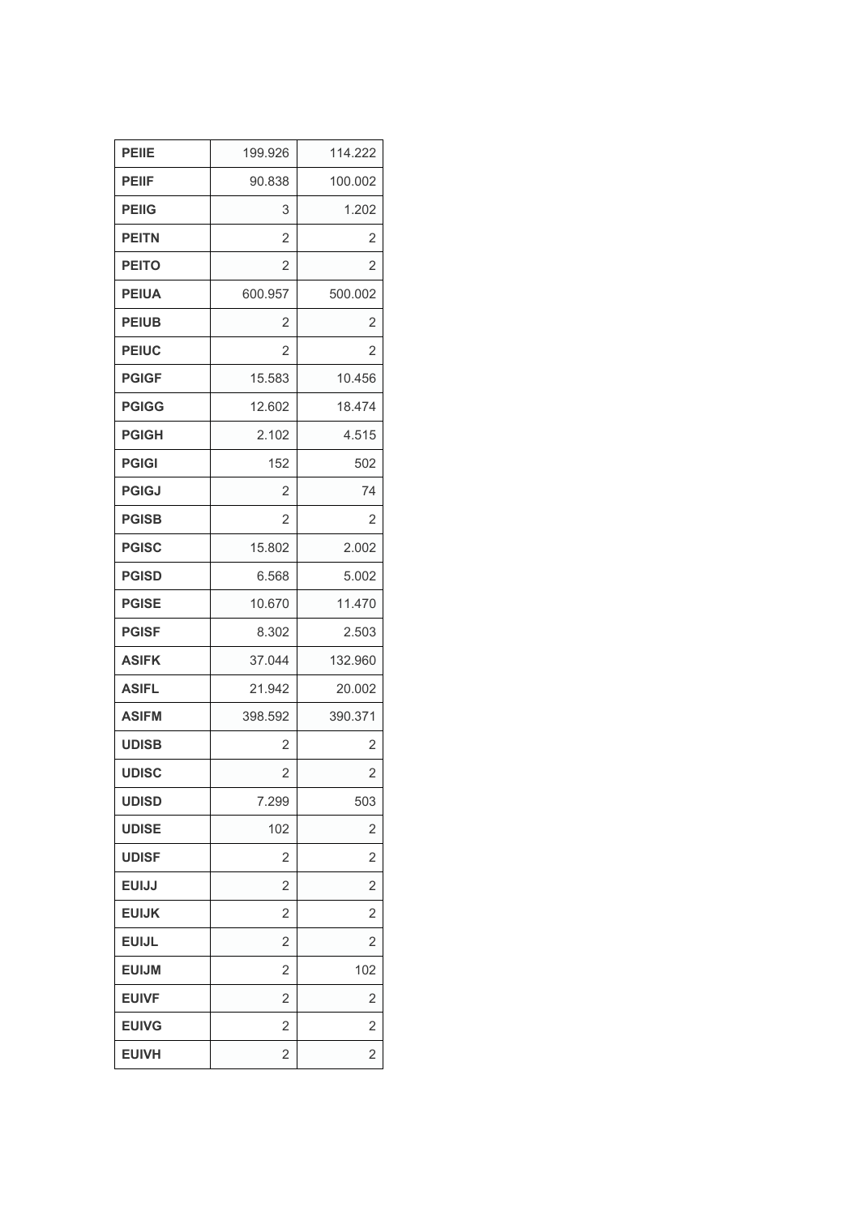| | | |
|---|---|---|
| **PEIIE** | 199.926 | 114.222 |
| **PEIIF** | 90.838 | 100.002 |
| **PEIIG** | 3 | 1.202 |
| **PEITN** | 2 | 2 |
| **PEITO** | 2 | 2 |
| **PEIUA** | 600.957 | 500.002 |
| **PEIUB** | 2 | 2 |
| **PEIUC** | 2 | 2 |
| **PGIGF** | 15.583 | 10.456 |
| **PGIGG** | 12.602 | 18.474 |
| **PGIGH** | 2.102 | 4.515 |
| **PGIGI** | 152 | 502 |
| **PGIGJ** | 2 | 74 |
| **PGISB** | 2 | 2 |
| **PGISC** | 15.802 | 2.002 |
| **PGISD** | 6.568 | 5.002 |
| **PGISE** | 10.670 | 11.470 |
| **PGISF** | 8.302 | 2.503 |
| **ASIFK** | 37.044 | 132.960 |
| **ASIFL** | 21.942 | 20.002 |
| **ASIFM** | 398.592 | 390.371 |
| **UDISB** | 2 | 2 |
| **UDISC** | 2 | 2 |
| **UDISD** | 7.299 | 503 |
| **UDISE** | 102 | 2 |
| **UDISF** | 2 | 2 |
| **EUIJJ** | 2 | 2 |
| **EUIJK** | 2 | 2 |
| **EUIJL** | 2 | 2 |
| **EUIJM** | 2 | 102 |
| **EUIVF** | 2 | 2 |
| **EUIVG** | 2 | 2 |
| **EUIVH** | 2 | 2 |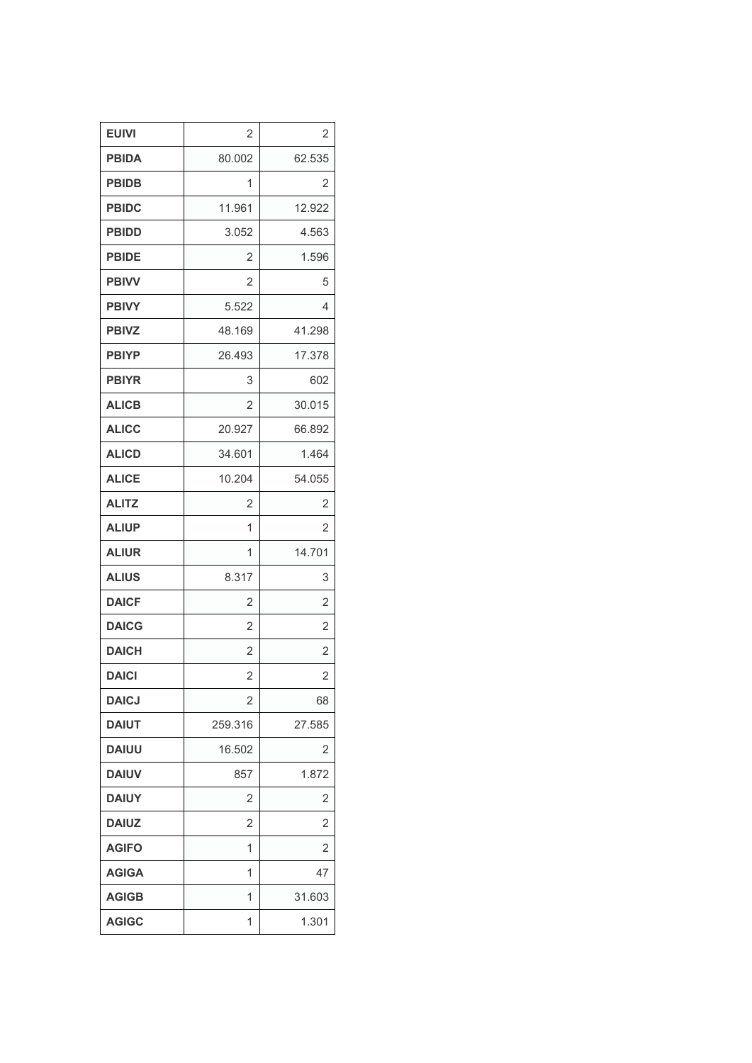| | | |
|---|---|---|
| **EUIVI** | 2 | 2 |
| **PBIDA** | 80.002 | 62.535 |
| **PBIDB** | 1 | 2 |
| **PBIDC** | 11.961 | 12.922 |
| **PBIDD** | 3.052 | 4.563 |
| **PBIDE** | 2 | 1.596 |
| **PBIVV** | 2 | 5 |
| **PBIVY** | 5.522 | 4 |
| **PBIVZ** | 48.169 | 41.298 |
| **PBIYP** | 26.493 | 17.378 |
| **PBIYR** | 3 | 602 |
| **ALICB** | 2 | 30.015 |
| **ALICC** | 20.927 | 66.892 |
| **ALICD** | 34.601 | 1.464 |
| **ALICE** | 10.204 | 54.055 |
| **ALITZ** | 2 | 2 |
| **ALIUP** | 1 | 2 |
| **ALIUR** | 1 | 14.701 |
| **ALIUS** | 8.317 | 3 |
| **DAICF** | 2 | 2 |
| **DAICG** | 2 | 2 |
| **DAICH** | 2 | 2 |
| **DAICI** | 2 | 2 |
| **DAICJ** | 2 | 68 |
| **DAIUT** | 259.316 | 27.585 |
| **DAIUU** | 16.502 | 2 |
| **DAIUV** | 857 | 1.872 |
| **DAIUY** | 2 | 2 |
| **DAIUZ** | 2 | 2 |
| **AGIFO** | 1 | 2 |
| **AGIGA** | 1 | 47 |
| **AGIGB** | 1 | 31.603 |
| **AGIGC** | 1 | 1.301 |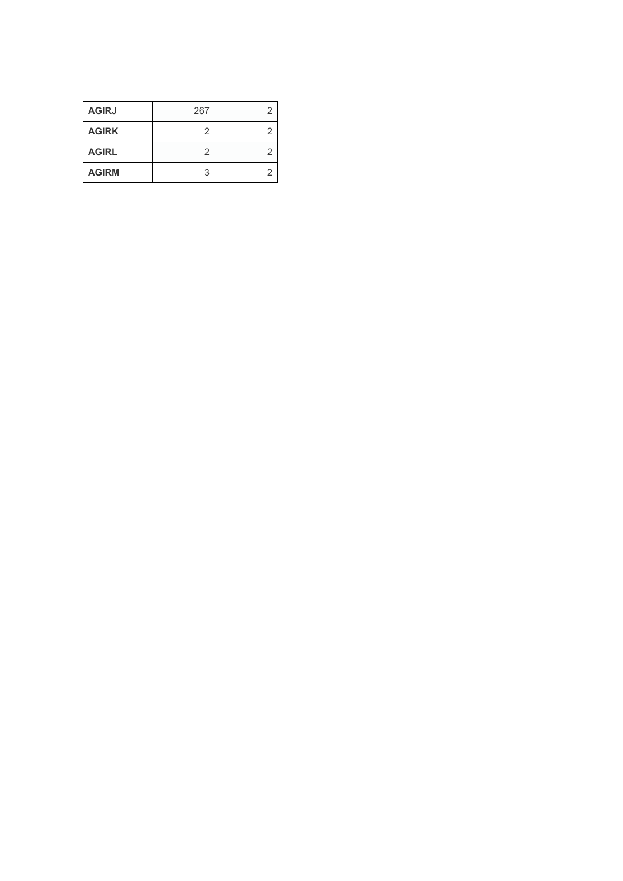| | | |
|---|---|---|
| **AGIRJ** | 267 | 2 |
| **AGIRK** | 2 | 2 |
| **AGIRL** | 2 | 2 |
| **AGIRM** | 3 | 2 |